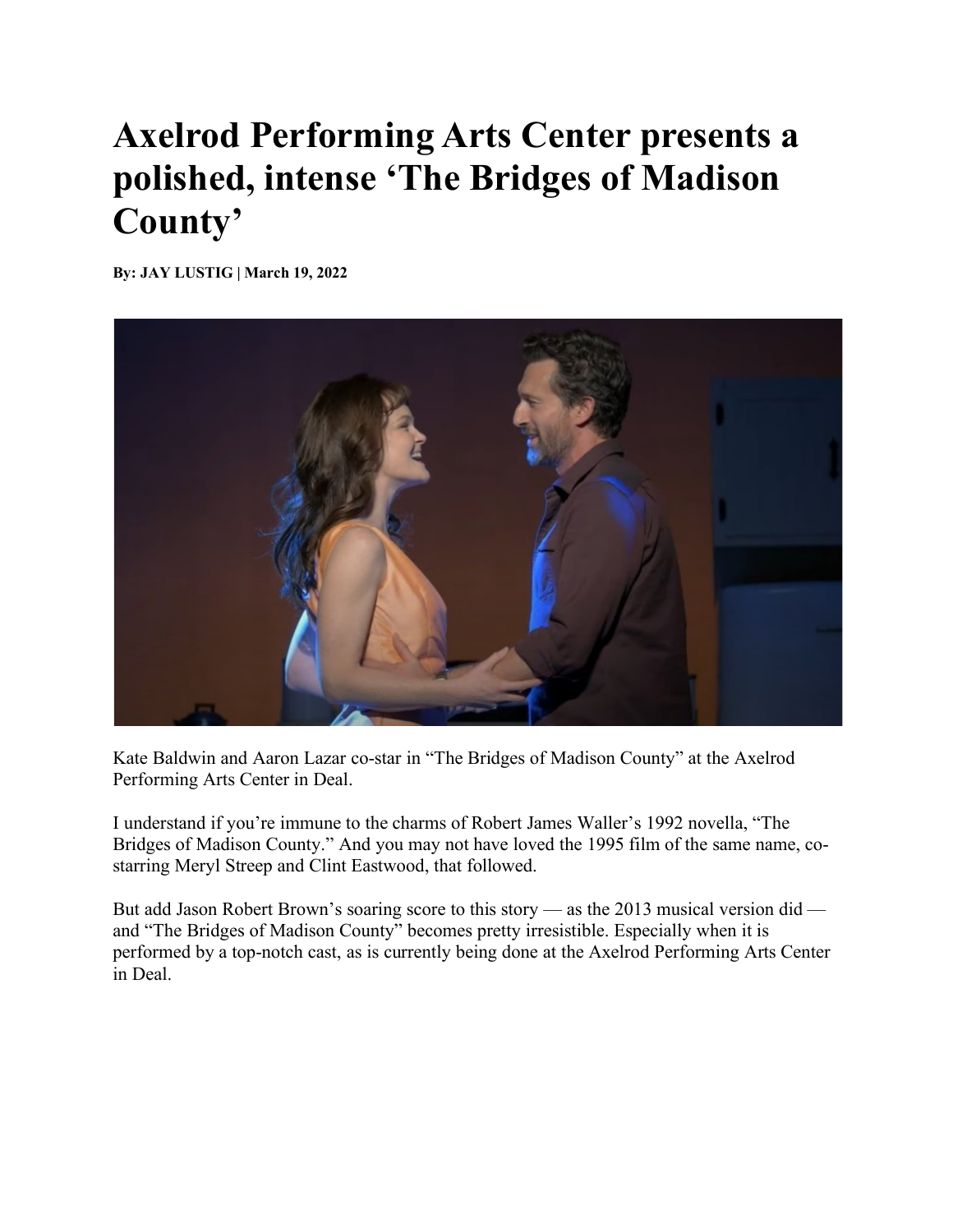# Axelrod Performing Arts Center presents a polished, intense 'The Bridges of Madison County'

**By: JAY LUSTIG | March 19, 2022**

Kate Baldwin and Aaron Lazar co-star in "The Bridges of Madison County" at the Axelrod Performing Arts Center in Deal.

I understand if you're immune to the charms of Robert James Waller's 1992 novella, "The Bridges of Madison County." And you may not have loved the 1995 film of the same name, co-starring Meryl Streep and Clint Eastwood, that followed.

But add Jason Robert Brown's soaring score to this story — as the 2013 musical version did — and "The Bridges of Madison County" becomes pretty irresistible. Especially when it is performed by a top-notch cast, as is currently being done at the Axelrod Performing Arts Center in Deal.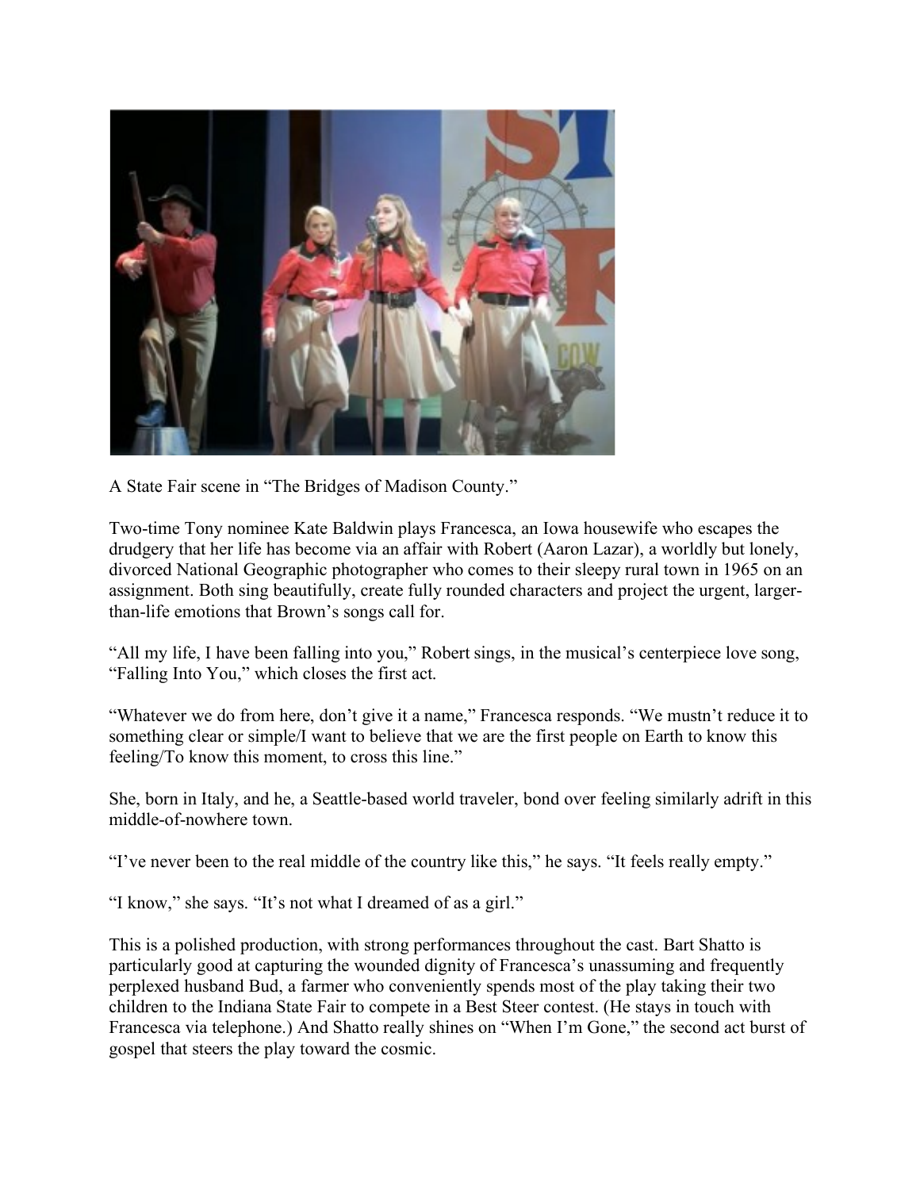A State Fair scene in "The Bridges of Madison County."

Two-time Tony nominee Kate Baldwin plays Francesca, an Iowa housewife who escapes the drudgery that her life has become via an affair with Robert (Aaron Lazar), a worldly but lonely, divorced National Geographic photographer who comes to their sleepy rural town in 1965 on an assignment. Both sing beautifully, create fully rounded characters and project the urgent, larger-than-life emotions that Brown's songs call for.

"All my life, I have been falling into you," Robert sings, in the musical's centerpiece love song, "Falling Into You," which closes the first act.

"Whatever we do from here, don't give it a name," Francesca responds. "We mustn't reduce it to something clear or simple/I want to believe that we are the first people on Earth to know this feeling/To know this moment, to cross this line."

She, born in Italy, and he, a Seattle-based world traveler, bond over feeling similarly adrift in this middle-of-nowhere town.

"I've never been to the real middle of the country like this," he says. "It feels really empty."

"I know," she says. "It's not what I dreamed of as a girl."

This is a polished production, with strong performances throughout the cast. Bart Shatto is particularly good at capturing the wounded dignity of Francesca's unassuming and frequently perplexed husband Bud, a farmer who conveniently spends most of the play taking their two children to the Indiana State Fair to compete in a Best Steer contest. (He stays in touch with Francesca via telephone.) And Shatto really shines on "When I'm Gone," the second act burst of gospel that steers the play toward the cosmic.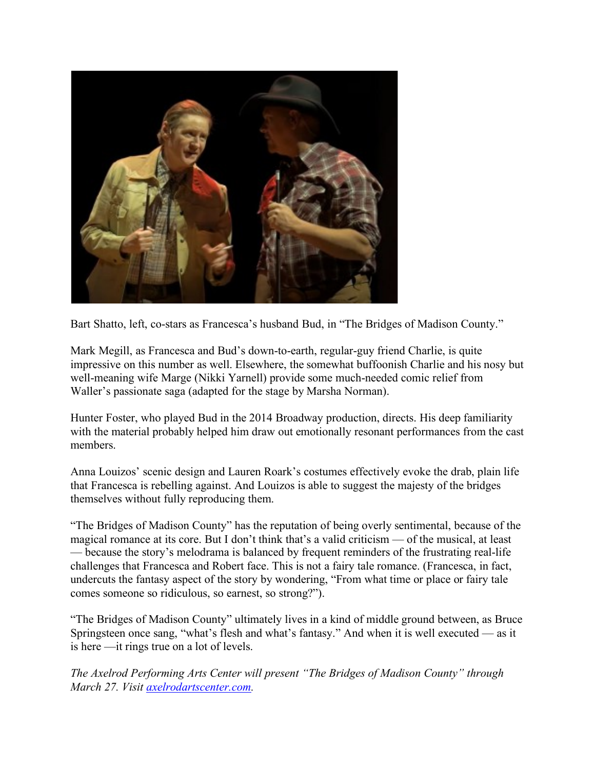Bart Shatto, left, co-stars as Francesca's husband Bud, in "The Bridges of Madison County."

Mark Megill, as Francesca and Bud's down-to-earth, regular-guy friend Charlie, is quite impressive on this number as well. Elsewhere, the somewhat buffoonish Charlie and his nosy but well-meaning wife Marge (Nikki Yarnell) provide some much-needed comic relief from Waller's passionate saga (adapted for the stage by Marsha Norman).

Hunter Foster, who played Bud in the 2014 Broadway production, directs. His deep familiarity with the material probably helped him draw out emotionally resonant performances from the cast members.

Anna Louizos' scenic design and Lauren Roark's costumes effectively evoke the drab, plain life that Francesca is rebelling against. And Louizos is able to suggest the majesty of the bridges themselves without fully reproducing them.

"The Bridges of Madison County" has the reputation of being overly sentimental, because of the magical romance at its core. But I don't think that's a valid criticism — of the musical, at least — because the story's melodrama is balanced by frequent reminders of the frustrating real-life challenges that Francesca and Robert face. This is not a fairy tale romance. (Francesca, in fact, undercuts the fantasy aspect of the story by wondering, "From what time or place or fairy tale comes someone so ridiculous, so earnest, so strong?").

"The Bridges of Madison County" ultimately lives in a kind of middle ground between, as Bruce Springsteen once sang, "what's flesh and what's fantasy." And when it is well executed — as it is here —it rings true on a lot of levels.

*The Axelrod Performing Arts Center will present "The Bridges of Madison County" through March 27. Visit [axelrodartscenter.com](axelrodartscenter.com).*